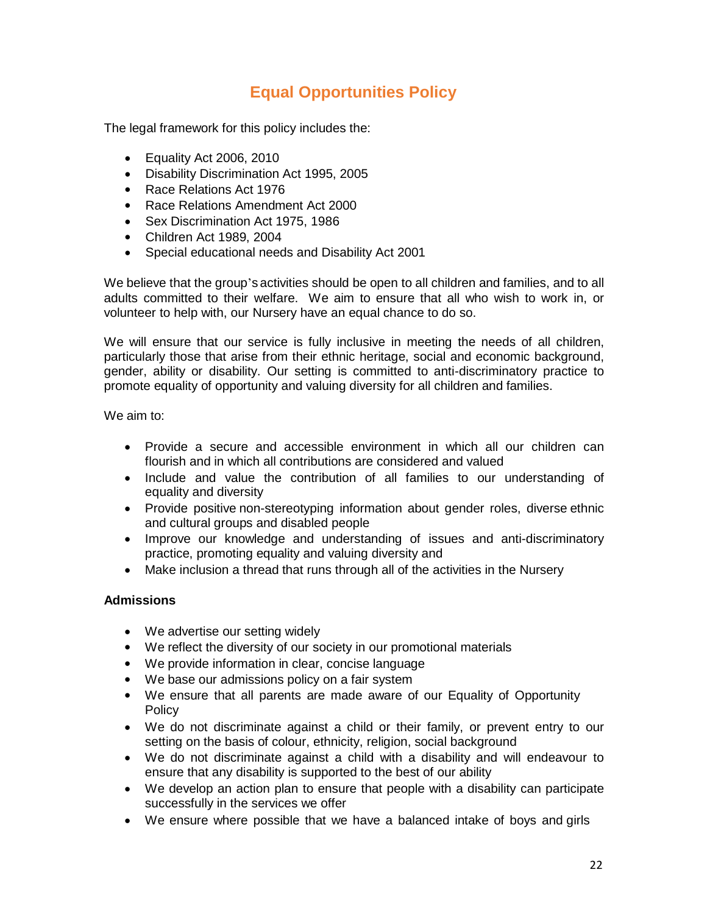# Equal Opportunities Policy

The legal framework for this policy includes the:

- Equality Act 2006, 2010
- Disability Discrimination Act 1995, 2005
- Race Relations Act 1976
- Race Relations Amendment Act 2000
- Sex Discrimination Act 1975, 1986
- Children Act 1989, 2004
- Special educational needs and Disability Act 2001

We believe that the group's activities should be open to all children and families, and to all adults committed to their welfare. We aim to ensure that all who wish to work in, or volunteer to help with, our Nursery have an equal chance to do so.

We will ensure that our service is fully inclusive in meeting the needs of all children, particularly those that arise from their ethnic heritage, social and economic background, gender, ability or disability. Our setting is committed to anti-discriminatory practice to promote equality of opportunity and valuing diversity for all children and families.

We aim to:

- Provide a secure and accessible environment in which all our children can flourish and in which all contributions are considered and valued
- Include and value the contribution of all families to our understanding of equality and diversity
- Provide positive non-stereotyping information about gender roles, diverse ethnic and cultural groups and disabled people
- Improve our knowledge and understanding of issues and anti-discriminatory practice, promoting equality and valuing diversity and
- Make inclusion a thread that runs through all of the activities in the Nursery

**Admissions**

- We advertise our setting widely
- We reflect the diversity of our society in our promotional materials
- We provide information in clear, concise language
- We base our admissions policy on a fair system
- We ensure that all parents are made aware of our Equality of Opportunity Policy
- We do not discriminate against a child or their family, or prevent entry to our setting on the basis of colour, ethnicity, religion, social background
- We do not discriminate against a child with a disability and will endeavour to ensure that any disability is supported to the best of our ability
- We develop an action plan to ensure that people with a disability can participate successfully in the services we offer
- We ensure where possible that we have a balanced intake of boys and girls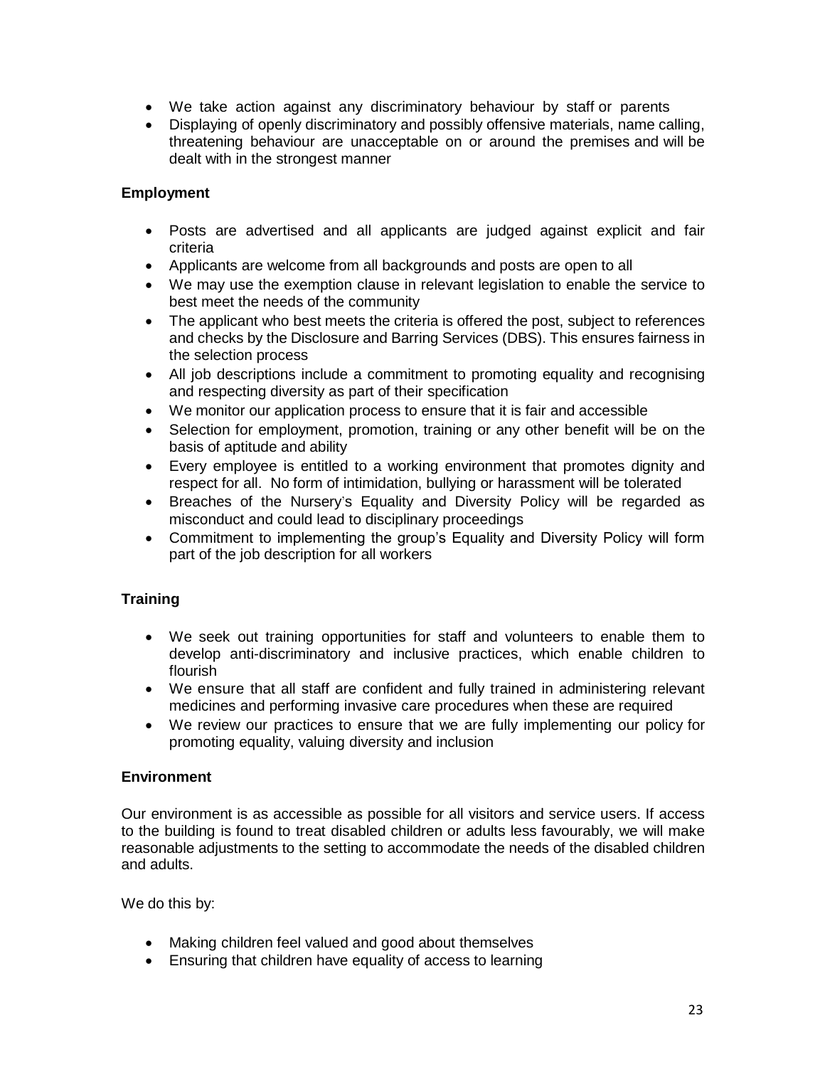- We take action against any discriminatory behaviour by staff or parents
- Displaying of openly discriminatory and possibly offensive materials, name calling, threatening behaviour are unacceptable on or around the premises and will be dealt with in the strongest manner

**Employment**

- Posts are advertised and all applicants are judged against explicit and fair criteria
- Applicants are welcome from all backgrounds and posts are open to all
- We may use the exemption clause in relevant legislation to enable the service to best meet the needs of the community
- The applicant who best meets the criteria is offered the post, subject to references and checks by the Disclosure and Barring Services (DBS). This ensures fairness in the selection process
- All job descriptions include a commitment to promoting equality and recognising and respecting diversity as part of their specification
- We monitor our application process to ensure that it is fair and accessible
- Selection for employment, promotion, training or any other benefit will be on the basis of aptitude and ability
- Every employee is entitled to a working environment that promotes dignity and respect for all. No form of intimidation, bullying or harassment will be tolerated
- Breaches of the Nursery's Equality and Diversity Policy will be regarded as misconduct and could lead to disciplinary proceedings
- Commitment to implementing the group's Equality and Diversity Policy will form part of the job description for all workers

**Training**

- We seek out training opportunities for staff and volunteers to enable them to develop anti-discriminatory and inclusive practices, which enable children to flourish
- We ensure that all staff are confident and fully trained in administering relevant medicines and performing invasive care procedures when these are required
- We review our practices to ensure that we are fully implementing our policy for promoting equality, valuing diversity and inclusion

**Environment**

Our environment is as accessible as possible for all visitors and service users. If access to the building is found to treat disabled children or adults less favourably, we will make reasonable adjustments to the setting to accommodate the needs of the disabled children and adults.

We do this by:

- Making children feel valued and good about themselves
- Ensuring that children have equality of access to learning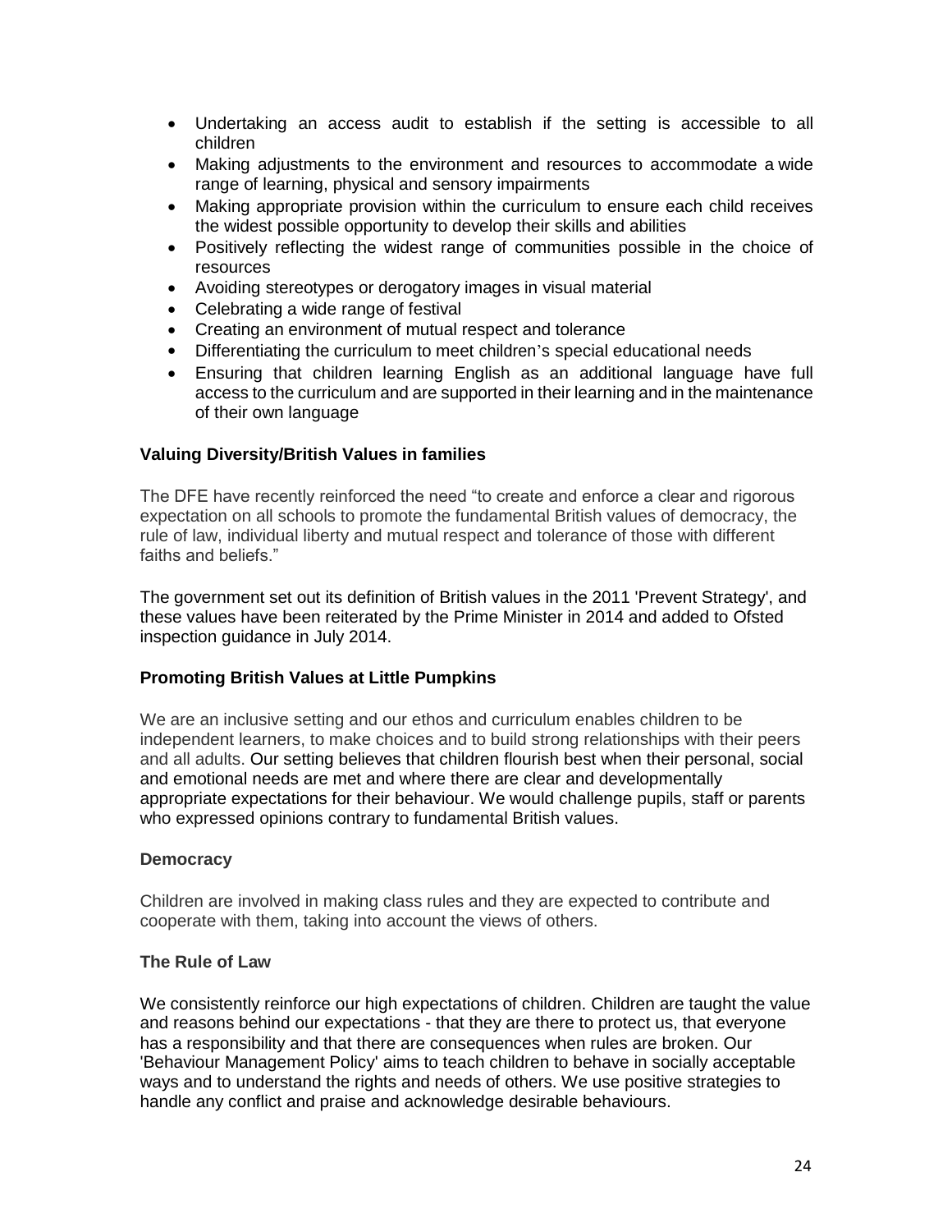- Undertaking an access audit to establish if the setting is accessible to all children
- Making adjustments to the environment and resources to accommodate a wide range of learning, physical and sensory impairments
- Making appropriate provision within the curriculum to ensure each child receives the widest possible opportunity to develop their skills and abilities
- Positively reflecting the widest range of communities possible in the choice of resources
- Avoiding stereotypes or derogatory images in visual material
- Celebrating a wide range of festival
- Creating an environment of mutual respect and tolerance
- Differentiating the curriculum to meet children's special educational needs
- Ensuring that children learning English as an additional language have full access to the curriculum and are supported in their learning and in the maintenance of their own language

### Valuing Diversity/British Values in families

The DFE have recently reinforced the need "to create and enforce a clear and rigorous expectation on all schools to promote the fundamental British values of democracy, the rule of law, individual liberty and mutual respect and tolerance of those with different faiths and beliefs."

The government set out its definition of British values in the 2011 'Prevent Strategy', and these values have been reiterated by the Prime Minister in 2014 and added to Ofsted inspection guidance in July 2014.

### Promoting British Values at Little Pumpkins

We are an inclusive setting and our ethos and curriculum enables children to be independent learners, to make choices and to build strong relationships with their peers and all adults. Our setting believes that children flourish best when their personal, social and emotional needs are met and where there are clear and developmentally appropriate expectations for their behaviour. We would challenge pupils, staff or parents who expressed opinions contrary to fundamental British values.

#### Democracy

Children are involved in making class rules and they are expected to contribute and cooperate with them, taking into account the views of others.

#### The Rule of Law

We consistently reinforce our high expectations of children. Children are taught the value and reasons behind our expectations - that they are there to protect us, that everyone has a responsibility and that there are consequences when rules are broken. Our 'Behaviour Management Policy' aims to teach children to behave in socially acceptable ways and to understand the rights and needs of others. We use positive strategies to handle any conflict and praise and acknowledge desirable behaviours.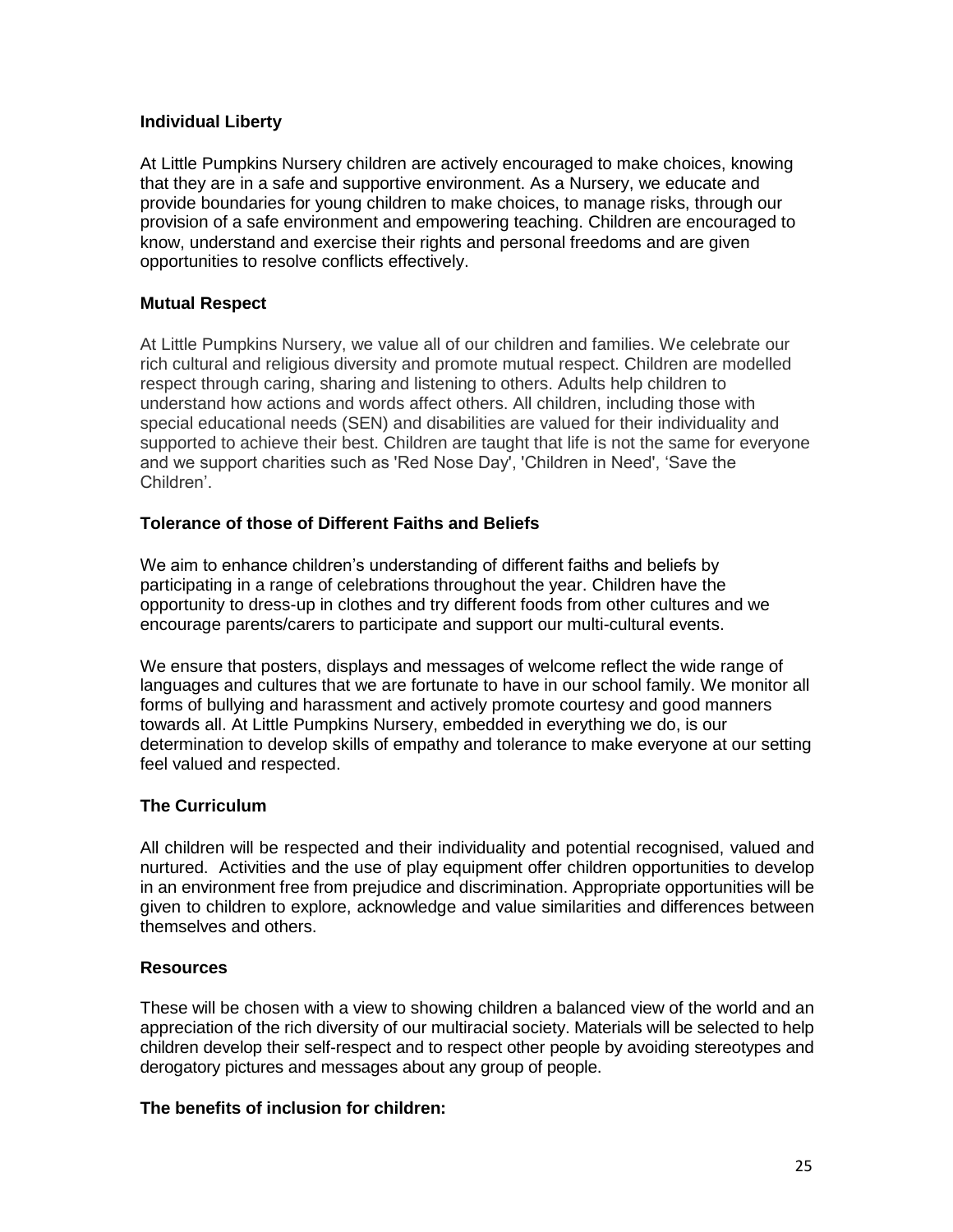### Individual Liberty

At Little Pumpkins Nursery children are actively encouraged to make choices, knowing that they are in a safe and supportive environment. As a Nursery, we educate and provide boundaries for young children to make choices, to manage risks, through our provision of a safe environment and empowering teaching. Children are encouraged to know, understand and exercise their rights and personal freedoms and are given opportunities to resolve conflicts effectively.

### Mutual Respect

At Little Pumpkins Nursery, we value all of our children and families. We celebrate our rich cultural and religious diversity and promote mutual respect. Children are modelled respect through caring, sharing and listening to others. Adults help children to understand how actions and words affect others. All children, including those with special educational needs (SEN) and disabilities are valued for their individuality and supported to achieve their best. Children are taught that life is not the same for everyone and we support charities such as 'Red Nose Day', 'Children in Need', 'Save the Children'.

### Tolerance of those of Different Faiths and Beliefs

We aim to enhance children's understanding of different faiths and beliefs by participating in a range of celebrations throughout the year. Children have the opportunity to dress-up in clothes and try different foods from other cultures and we encourage parents/carers to participate and support our multi-cultural events.

We ensure that posters, displays and messages of welcome reflect the wide range of languages and cultures that we are fortunate to have in our school family. We monitor all forms of bullying and harassment and actively promote courtesy and good manners towards all. At Little Pumpkins Nursery, embedded in everything we do, is our determination to develop skills of empathy and tolerance to make everyone at our setting feel valued and respected.

### The Curriculum

All children will be respected and their individuality and potential recognised, valued and nurtured. Activities and the use of play equipment offer children opportunities to develop in an environment free from prejudice and discrimination. Appropriate opportunities will be given to children to explore, acknowledge and value similarities and differences between themselves and others.

### Resources

These will be chosen with a view to showing children a balanced view of the world and an appreciation of the rich diversity of our multiracial society. Materials will be selected to help children develop their self-respect and to respect other people by avoiding stereotypes and derogatory pictures and messages about any group of people.

### The benefits of inclusion for children: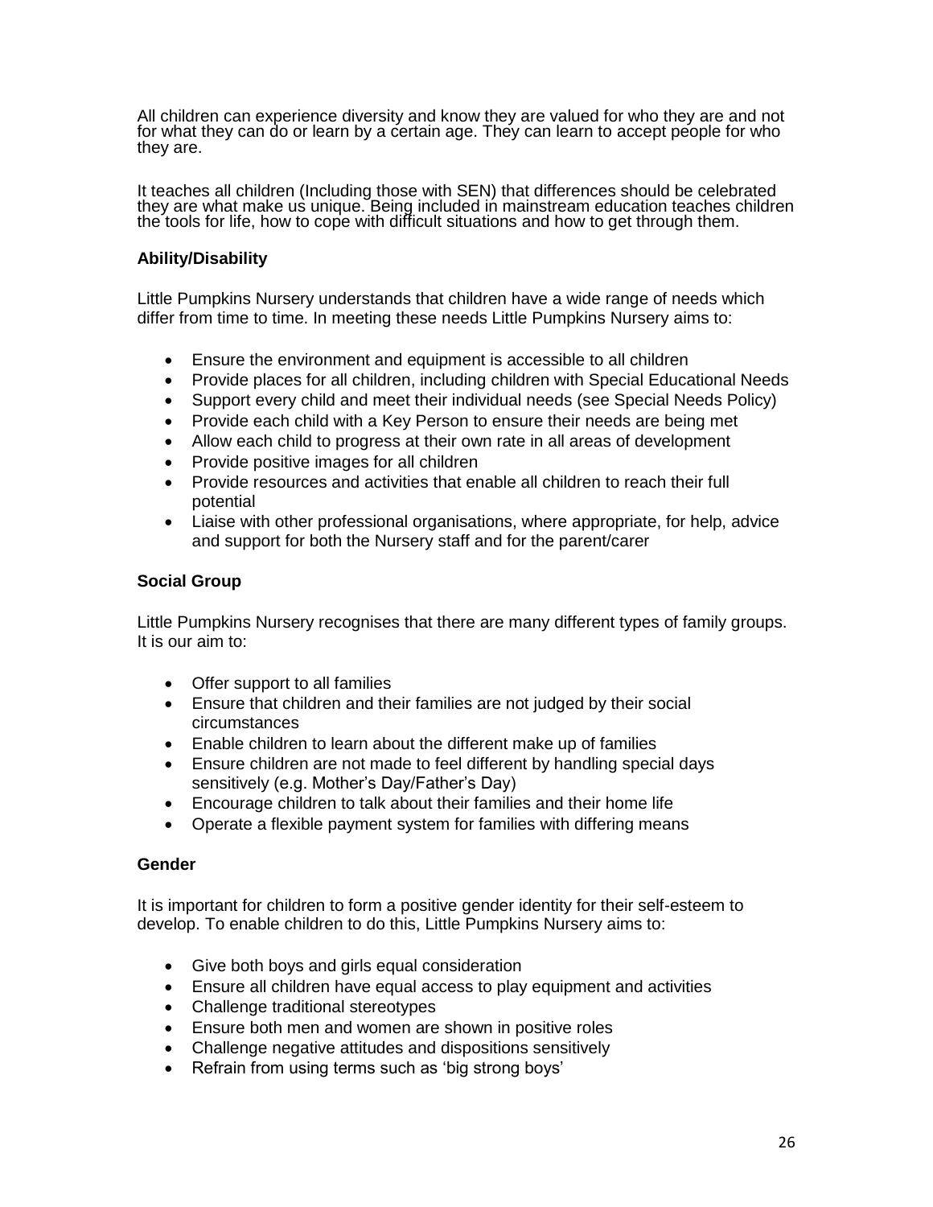All children can experience diversity and know they are valued for who they are and not for what they can do or learn by a certain age. They can learn to accept people for who they are.

It teaches all children (Including those with SEN) that differences should be celebrated they are what make us unique. Being included in mainstream education teaches children the tools for life, how to cope with difficult situations and how to get through them.

**Ability/Disability**

Little Pumpkins Nursery understands that children have a wide range of needs which differ from time to time. In meeting these needs Little Pumpkins Nursery aims to:

- Ensure the environment and equipment is accessible to all children
- Provide places for all children, including children with Special Educational Needs
- Support every child and meet their individual needs (see Special Needs Policy)
- Provide each child with a Key Person to ensure their needs are being met
- Allow each child to progress at their own rate in all areas of development
- Provide positive images for all children
- Provide resources and activities that enable all children to reach their full potential
- Liaise with other professional organisations, where appropriate, for help, advice and support for both the Nursery staff and for the parent/carer

**Social Group**

Little Pumpkins Nursery recognises that there are many different types of family groups. It is our aim to:

- Offer support to all families
- Ensure that children and their families are not judged by their social circumstances
- Enable children to learn about the different make up of families
- Ensure children are not made to feel different by handling special days sensitively (e.g. Mother's Day/Father's Day)
- Encourage children to talk about their families and their home life
- Operate a flexible payment system for families with differing means

**Gender**

It is important for children to form a positive gender identity for their self-esteem to develop. To enable children to do this, Little Pumpkins Nursery aims to:

- Give both boys and girls equal consideration
- Ensure all children have equal access to play equipment and activities
- Challenge traditional stereotypes
- Ensure both men and women are shown in positive roles
- Challenge negative attitudes and dispositions sensitively
- Refrain from using terms such as 'big strong boys'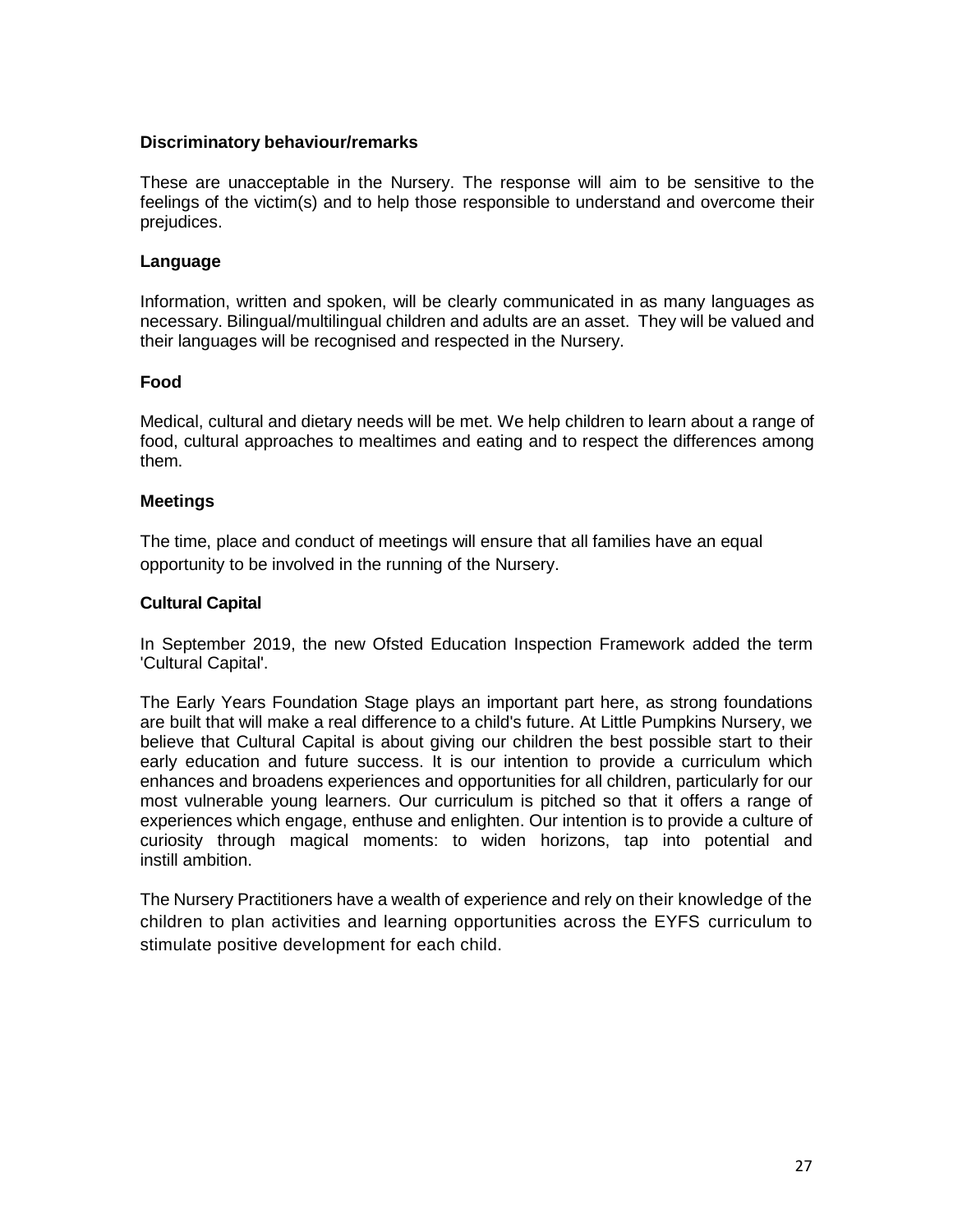**Discriminatory behaviour/remarks**

These are unacceptable in the Nursery. The response will aim to be sensitive to the feelings of the victim(s) and to help those responsible to understand and overcome their prejudices.

**Language**

Information, written and spoken, will be clearly communicated in as many languages as necessary. Bilingual/multilingual children and adults are an asset. They will be valued and their languages will be recognised and respected in the Nursery.

**Food**

Medical, cultural and dietary needs will be met. We help children to learn about a range of food, cultural approaches to mealtimes and eating and to respect the differences among them.

**Meetings**

The time, place and conduct of meetings will ensure that all families have an equal opportunity to be involved in the running of the Nursery.

**Cultural Capital**

In September 2019, the new Ofsted Education Inspection Framework added the term 'Cultural Capital'.

The Early Years Foundation Stage plays an important part here, as strong foundations are built that will make a real difference to a child's future. At Little Pumpkins Nursery, we believe that Cultural Capital is about giving our children the best possible start to their early education and future success. It is our intention to provide a curriculum which enhances and broadens experiences and opportunities for all children, particularly for our most vulnerable young learners. Our curriculum is pitched so that it offers a range of experiences which engage, enthuse and enlighten. Our intention is to provide a culture of curiosity through magical moments: to widen horizons, tap into potential and instill ambition.

The Nursery Practitioners have a wealth of experience and rely on their knowledge of the children to plan activities and learning opportunities across the EYFS curriculum to stimulate positive development for each child.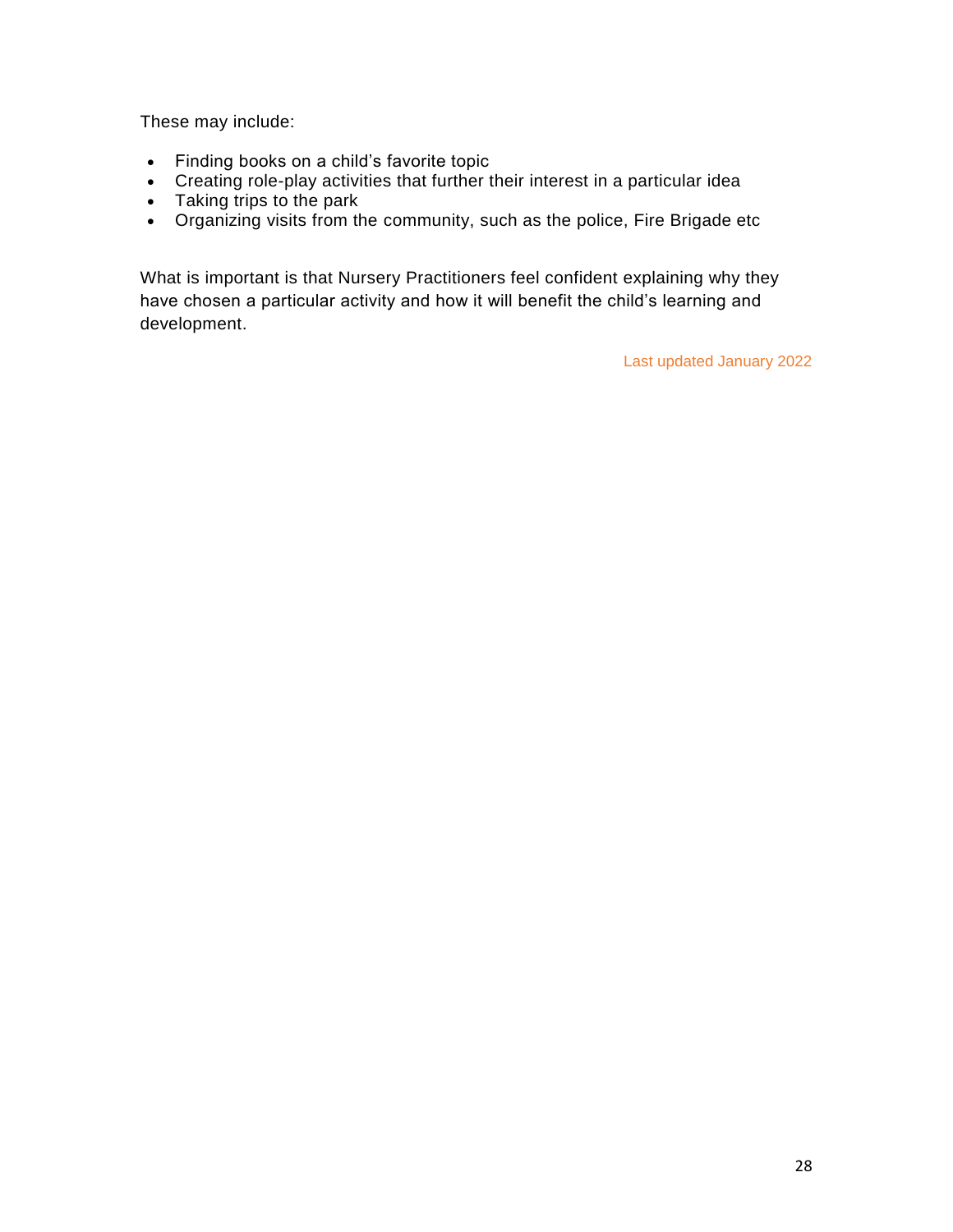These may include:

- Finding books on a child's favorite topic
- Creating role-play activities that further their interest in a particular idea
- Taking trips to the park
- Organizing visits from the community, such as the police, Fire Brigade etc

What is important is that Nursery Practitioners feel confident explaining why they have chosen a particular activity and how it will benefit the child's learning and development.

Last updated January 2022